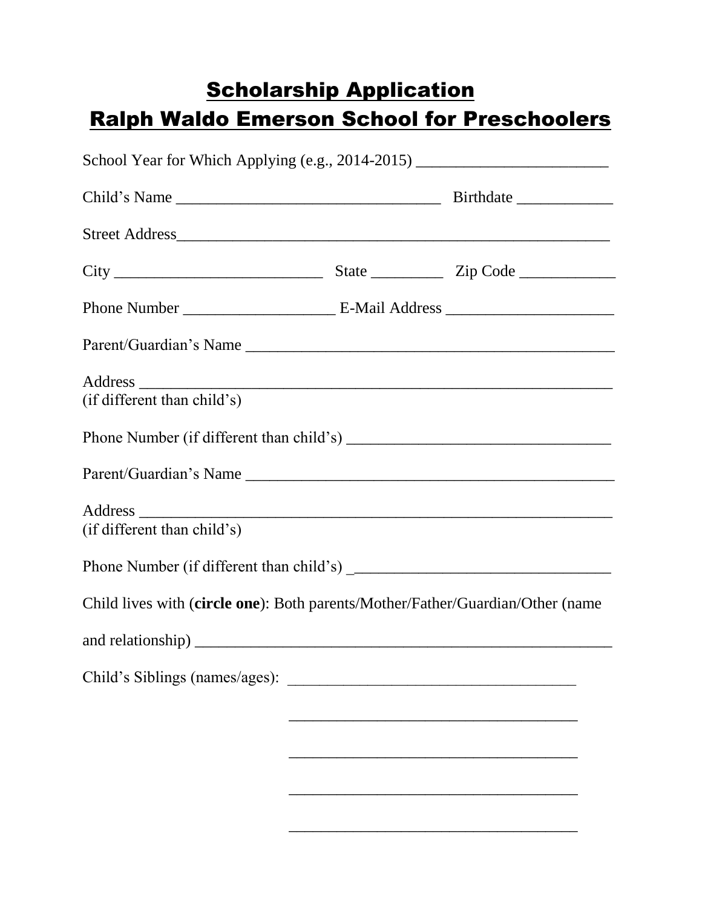# Scholarship Application
# Ralph Waldo Emerson School for Preschoolers

School Year for Which Applying (e.g., 2014-2015) ________________________

Child's Name _________________________________ Birthdate ____________

Street Address_______________________________________________________

City __________________________ State _________ Zip Code ____________

Phone Number ___________________ E-Mail Address _____________________

Parent/Guardian's Name _______________________________________________

Address ____________________________________________________________
(if different than child's)

Phone Number (if different than child's) ________________________________

Parent/Guardian's Name _______________________________________________

Address ____________________________________________________________
(if different than child's)

Phone Number (if different than child's) _________________________________

Child lives with (**circle one**): Both parents/Mother/Father/Guardian/Other (name and relationship) ____________________________________________________

Child's Siblings (names/ages): ____________________________________

____________________________________

____________________________________

____________________________________

____________________________________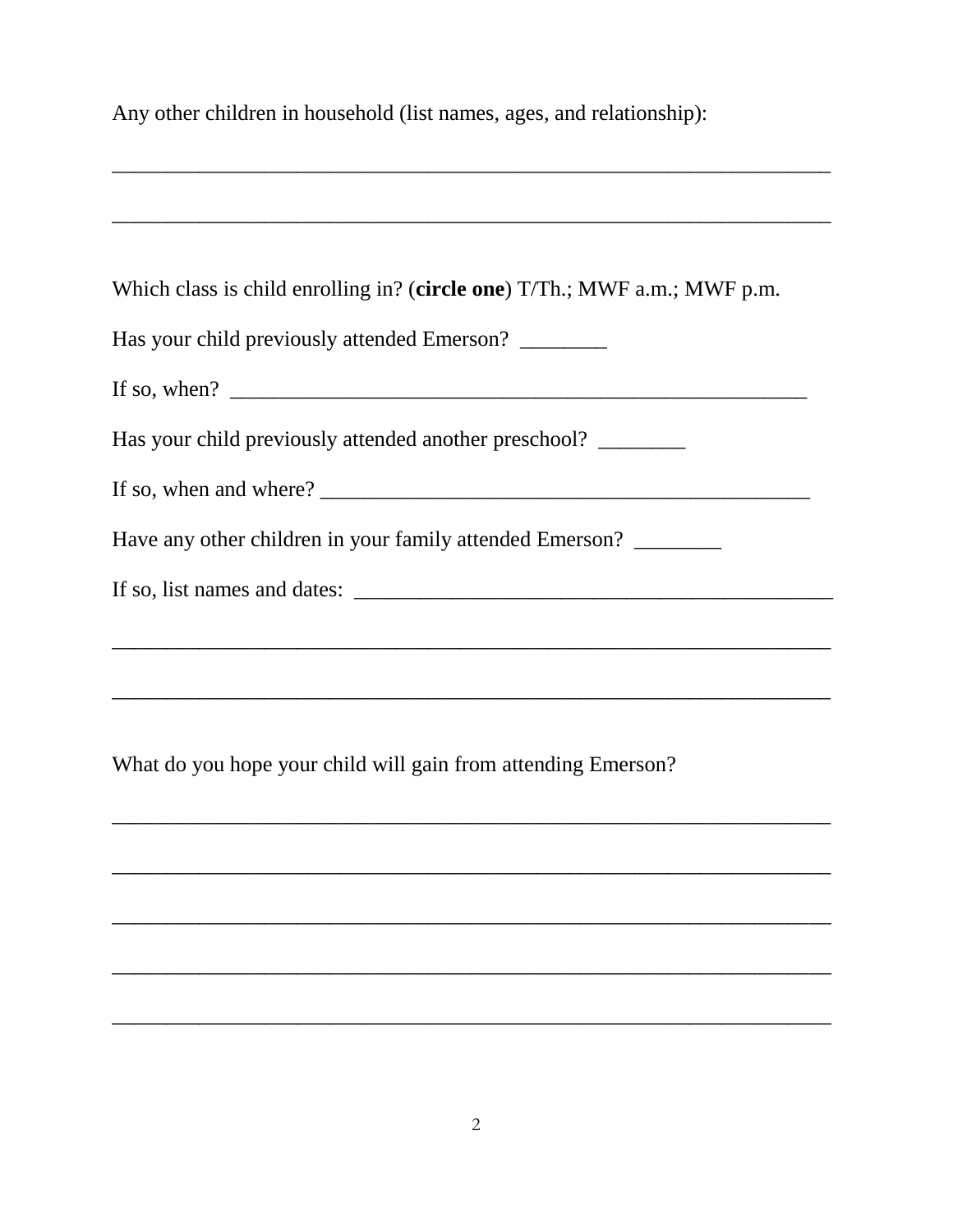Any other children in household (list names, ages, and relationship):

_____________________________________________________________________

_____________________________________________________________________

Which class is child enrolling in? (**circle one**) T/Th.; MWF a.m.; MWF p.m.

Has your child previously attended Emerson? ________

If so, when? _______________________________________________________

Has your child previously attended another preschool? ________

If so, when and where? ______________________________________________

Have any other children in your family attended Emerson? ________

If so, list names and dates: ____________________________________________

_____________________________________________________________________

_____________________________________________________________________

What do you hope your child will gain from attending Emerson?

_____________________________________________________________________

_____________________________________________________________________

_____________________________________________________________________

_____________________________________________________________________

_____________________________________________________________________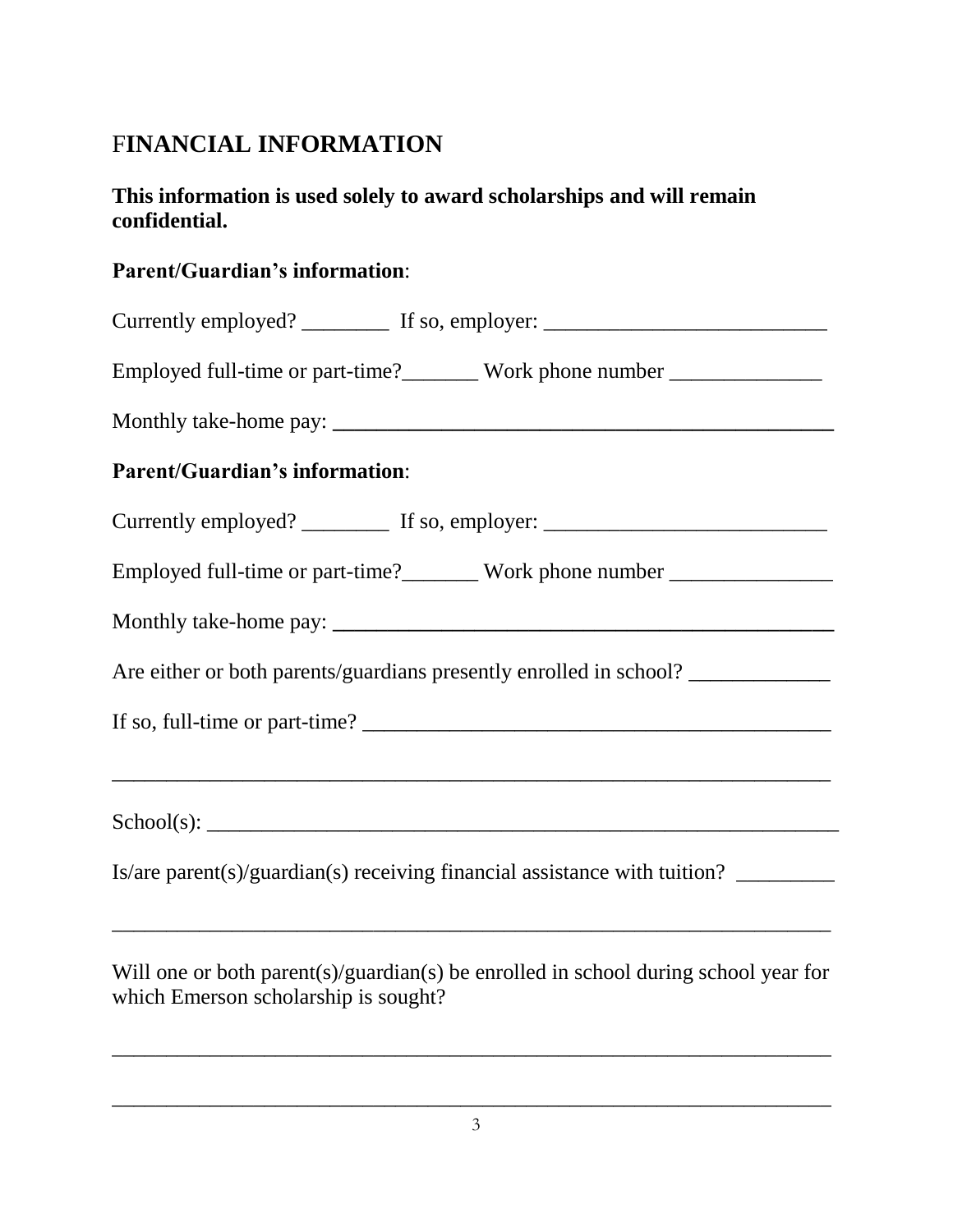## FINANCIAL INFORMATION

**This information is used solely to award scholarships and will remain confidential.**

**Parent/Guardian's information**:

Currently employed? ________ If so, employer: __________________________

Employed full-time or part-time?_______ Work phone number ______________

Monthly take-home pay: ______________________________________________

**Parent/Guardian's information**:

Currently employed? ________ If so, employer: __________________________

Employed full-time or part-time?_______ Work phone number _______________

Monthly take-home pay: ______________________________________________

Are either or both parents/guardians presently enrolled in school? _____________

If so, full-time or part-time? ___________________________________________

_____________________________________________________________________

School(s): ____________________________________________________________

Is/are parent(s)/guardian(s) receiving financial assistance with tuition? _________

_____________________________________________________________________

Will one or both parent(s)/guardian(s) be enrolled in school during school year for which Emerson scholarship is sought?

_____________________________________________________________________

_____________________________________________________________________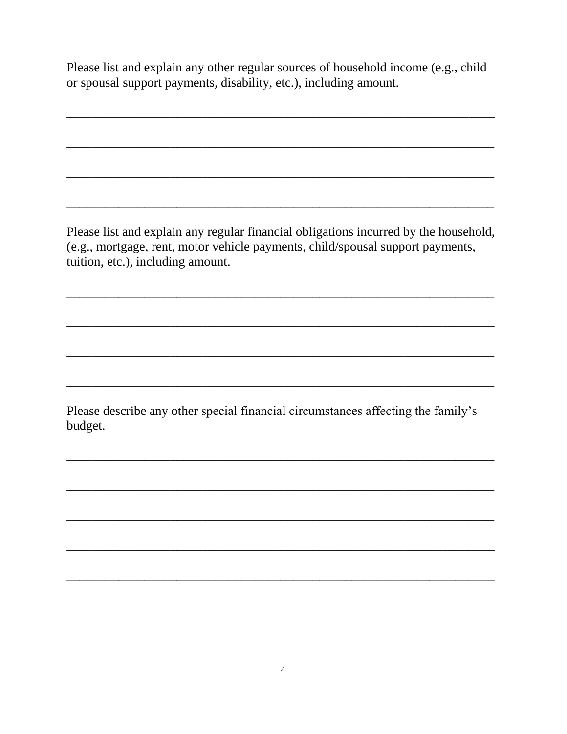Please list and explain any other regular sources of household income (e.g., child or spousal support payments, disability, etc.), including amount.

_____________________________________________________________________

_____________________________________________________________________

_____________________________________________________________________

_____________________________________________________________________

Please list and explain any regular financial obligations incurred by the household, (e.g., mortgage, rent, motor vehicle payments, child/spousal support payments, tuition, etc.), including amount.

_____________________________________________________________________

_____________________________________________________________________

_____________________________________________________________________

_____________________________________________________________________

Please describe any other special financial circumstances affecting the family's budget.

_____________________________________________________________________

_____________________________________________________________________

_____________________________________________________________________

_____________________________________________________________________

_____________________________________________________________________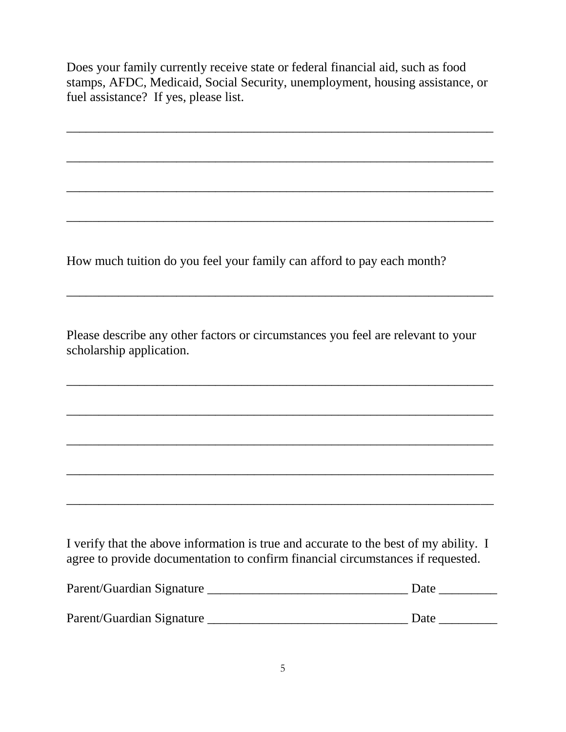Does your family currently receive state or federal financial aid, such as food stamps, AFDC, Medicaid, Social Security, unemployment, housing assistance, or fuel assistance? If yes, please list.

_______________________________________________________________

_______________________________________________________________

_______________________________________________________________

_______________________________________________________________

How much tuition do you feel your family can afford to pay each month?

_______________________________________________________________

Please describe any other factors or circumstances you feel are relevant to your scholarship application.

_______________________________________________________________

_______________________________________________________________

_______________________________________________________________

_______________________________________________________________

_______________________________________________________________

I verify that the above information is true and accurate to the best of my ability. I agree to provide documentation to confirm financial circumstances if requested.

Parent/Guardian Signature _______________________________ Date _________

Parent/Guardian Signature _______________________________ Date _________